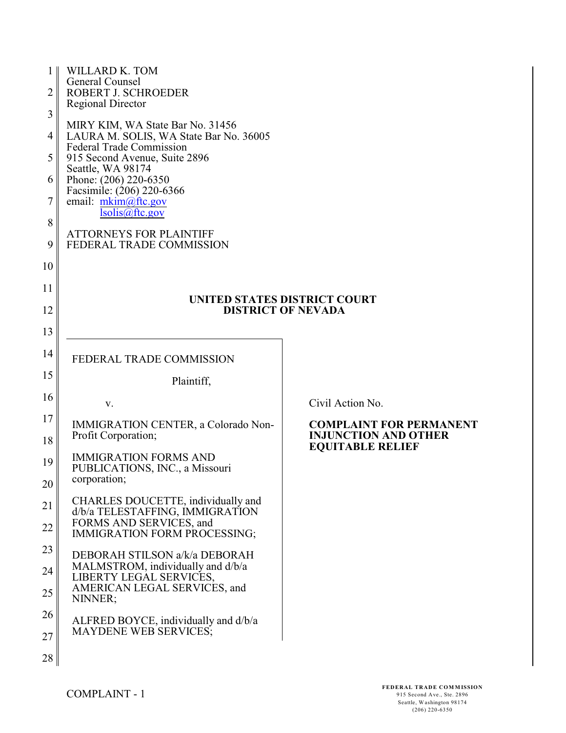WILLARD K. TOM
General Counsel
ROBERT J. SCHROEDER
Regional Director

MIRY KIM, WA State Bar No. 31456
LAURA M. SOLIS, WA State Bar No. 36005
Federal Trade Commission
915 Second Avenue, Suite 2896
Seattle, WA 98174
Phone: (206) 220-6350
Facsimile: (206) 220-6366
email: mkim@ftc.gov
lsolis@ftc.gov

ATTORNEYS FOR PLAINTIFF
FEDERAL TRADE COMMISSION

**UNITED STATES DISTRICT COURT**
**DISTRICT OF NEVADA**

FEDERAL TRADE COMMISSION

Plaintiff,

v.

IMMIGRATION CENTER, a Colorado Non-Profit Corporation;

IMMIGRATION FORMS AND PUBLICATIONS, INC., a Missouri corporation;

CHARLES DOUCETTE, individually and d/b/a TELESTAFFING, IMMIGRATION FORMS AND SERVICES, and IMMIGRATION FORM PROCESSING;

DEBORAH STILSON a/k/a DEBORAH MALMSTROM, individually and d/b/a LIBERTY LEGAL SERVICES, AMERICAN LEGAL SERVICES, and NINNER;

ALFRED BOYCE, individually and d/b/a MAYDENE WEB SERVICES;

Civil Action No.

**COMPLAINT FOR PERMANENT INJUNCTION AND OTHER EQUITABLE RELIEF**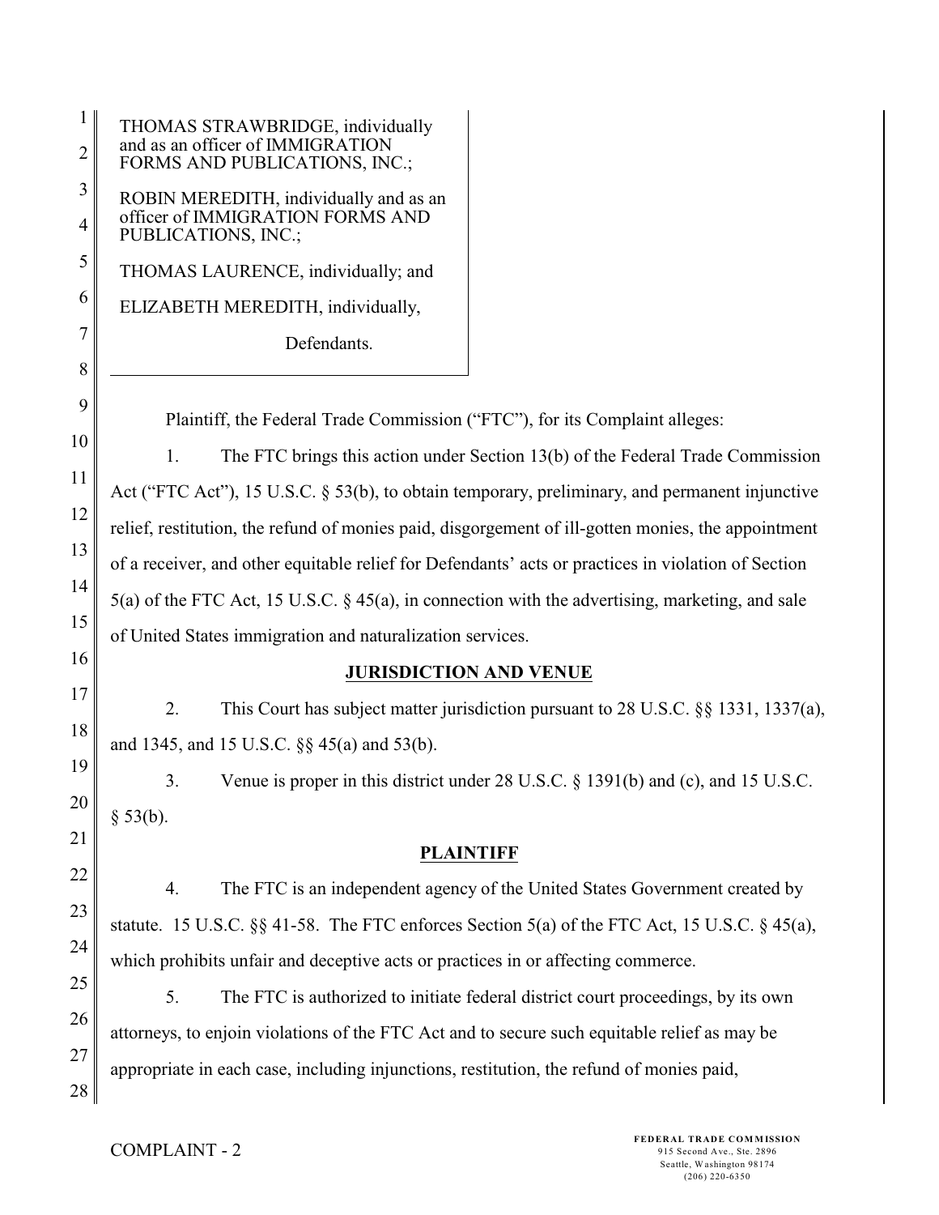THOMAS STRAWBRIDGE, individually and as an officer of IMMIGRATION FORMS AND PUBLICATIONS, INC.;

ROBIN MEREDITH, individually and as an officer of IMMIGRATION FORMS AND PUBLICATIONS, INC.;

THOMAS LAURENCE, individually; and

ELIZABETH MEREDITH, individually,

Defendants.

---

Plaintiff, the Federal Trade Commission ("FTC"), for its Complaint alleges:

1. The FTC brings this action under Section 13(b) of the Federal Trade Commission Act ("FTC Act"), 15 U.S.C. § 53(b), to obtain temporary, preliminary, and permanent injunctive relief, restitution, the refund of monies paid, disgorgement of ill-gotten monies, the appointment of a receiver, and other equitable relief for Defendants' acts or practices in violation of Section 5(a) of the FTC Act, 15 U.S.C. § 45(a), in connection with the advertising, marketing, and sale of United States immigration and naturalization services.

## JURISDICTION AND VENUE

2. This Court has subject matter jurisdiction pursuant to 28 U.S.C. §§ 1331, 1337(a), and 1345, and 15 U.S.C. §§ 45(a) and 53(b).

3. Venue is proper in this district under 28 U.S.C. § 1391(b) and (c), and 15 U.S.C. § 53(b).

## PLAINTIFF

4. The FTC is an independent agency of the United States Government created by statute. 15 U.S.C. §§ 41-58. The FTC enforces Section 5(a) of the FTC Act, 15 U.S.C. § 45(a), which prohibits unfair and deceptive acts or practices in or affecting commerce.

5. The FTC is authorized to initiate federal district court proceedings, by its own attorneys, to enjoin violations of the FTC Act and to secure such equitable relief as may be appropriate in each case, including injunctions, restitution, the refund of monies paid,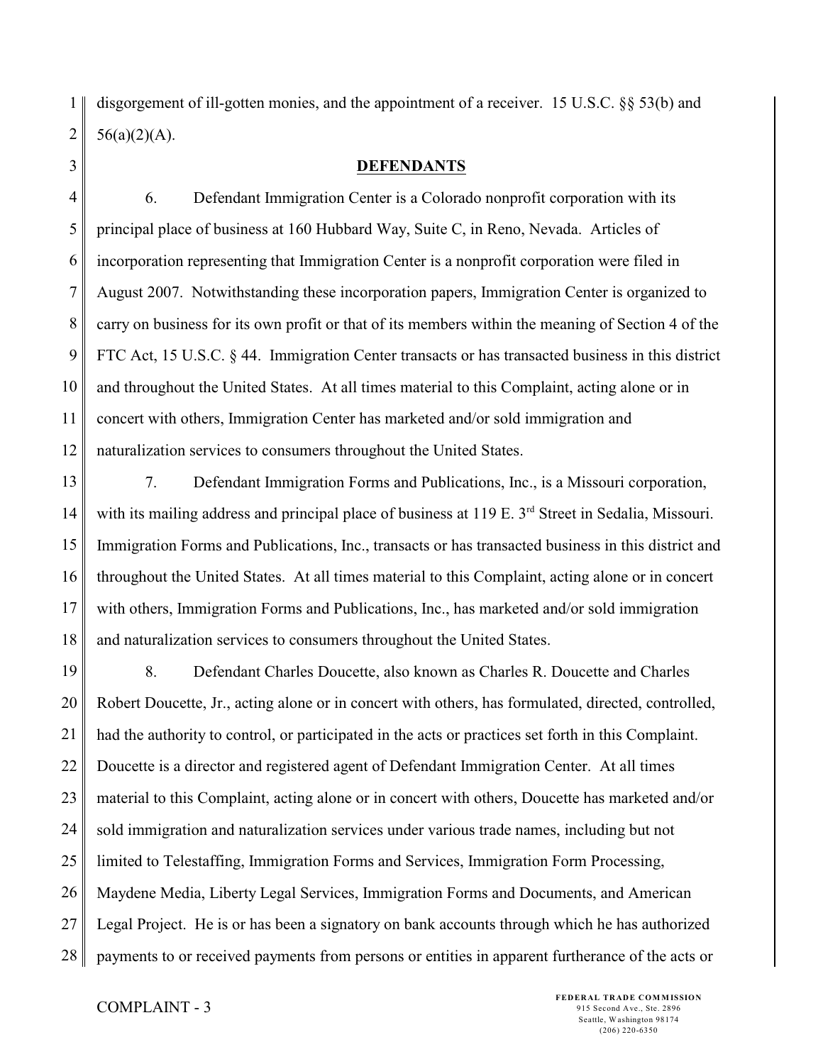disgorgement of ill-gotten monies, and the appointment of a receiver. 15 U.S.C. §§ 53(b) and 56(a)(2)(A).

## DEFENDANTS

6. Defendant Immigration Center is a Colorado nonprofit corporation with its principal place of business at 160 Hubbard Way, Suite C, in Reno, Nevada. Articles of incorporation representing that Immigration Center is a nonprofit corporation were filed in August 2007. Notwithstanding these incorporation papers, Immigration Center is organized to carry on business for its own profit or that of its members within the meaning of Section 4 of the FTC Act, 15 U.S.C. § 44. Immigration Center transacts or has transacted business in this district and throughout the United States. At all times material to this Complaint, acting alone or in concert with others, Immigration Center has marketed and/or sold immigration and naturalization services to consumers throughout the United States.

7. Defendant Immigration Forms and Publications, Inc., is a Missouri corporation, with its mailing address and principal place of business at 119 E. 3rd Street in Sedalia, Missouri. Immigration Forms and Publications, Inc., transacts or has transacted business in this district and throughout the United States. At all times material to this Complaint, acting alone or in concert with others, Immigration Forms and Publications, Inc., has marketed and/or sold immigration and naturalization services to consumers throughout the United States.

8. Defendant Charles Doucette, also known as Charles R. Doucette and Charles Robert Doucette, Jr., acting alone or in concert with others, has formulated, directed, controlled, had the authority to control, or participated in the acts or practices set forth in this Complaint. Doucette is a director and registered agent of Defendant Immigration Center. At all times material to this Complaint, acting alone or in concert with others, Doucette has marketed and/or sold immigration and naturalization services under various trade names, including but not limited to Telestaffing, Immigration Forms and Services, Immigration Form Processing, Maydene Media, Liberty Legal Services, Immigration Forms and Documents, and American Legal Project. He is or has been a signatory on bank accounts through which he has authorized payments to or received payments from persons or entities in apparent furtherance of the acts or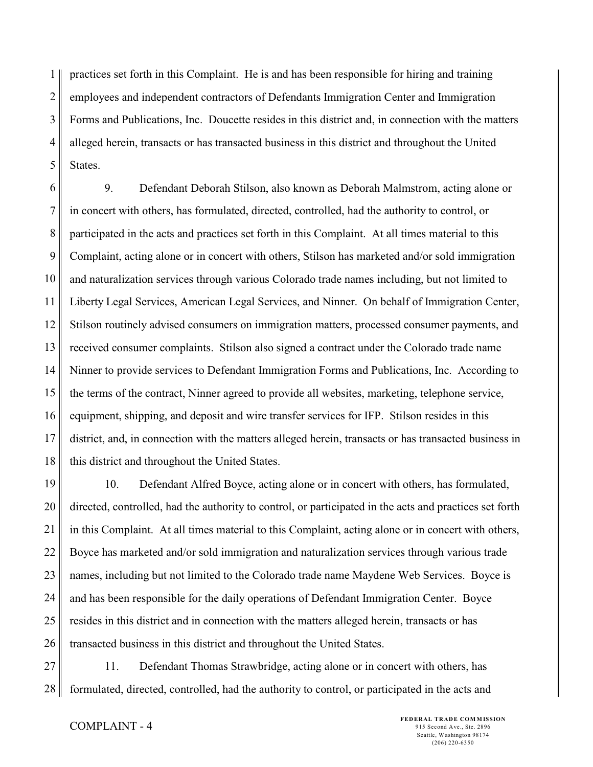practices set forth in this Complaint. He is and has been responsible for hiring and training employees and independent contractors of Defendants Immigration Center and Immigration Forms and Publications, Inc. Doucette resides in this district and, in connection with the matters alleged herein, transacts or has transacted business in this district and throughout the United States.

9. Defendant Deborah Stilson, also known as Deborah Malmstrom, acting alone or in concert with others, has formulated, directed, controlled, had the authority to control, or participated in the acts and practices set forth in this Complaint. At all times material to this Complaint, acting alone or in concert with others, Stilson has marketed and/or sold immigration and naturalization services through various Colorado trade names including, but not limited to Liberty Legal Services, American Legal Services, and Ninner. On behalf of Immigration Center, Stilson routinely advised consumers on immigration matters, processed consumer payments, and received consumer complaints. Stilson also signed a contract under the Colorado trade name Ninner to provide services to Defendant Immigration Forms and Publications, Inc. According to the terms of the contract, Ninner agreed to provide all websites, marketing, telephone service, equipment, shipping, and deposit and wire transfer services for IFP. Stilson resides in this district, and, in connection with the matters alleged herein, transacts or has transacted business in this district and throughout the United States.

10. Defendant Alfred Boyce, acting alone or in concert with others, has formulated, directed, controlled, had the authority to control, or participated in the acts and practices set forth in this Complaint. At all times material to this Complaint, acting alone or in concert with others, Boyce has marketed and/or sold immigration and naturalization services through various trade names, including but not limited to the Colorado trade name Maydene Web Services. Boyce is and has been responsible for the daily operations of Defendant Immigration Center. Boyce resides in this district and in connection with the matters alleged herein, transacts or has transacted business in this district and throughout the United States.

11. Defendant Thomas Strawbridge, acting alone or in concert with others, has formulated, directed, controlled, had the authority to control, or participated in the acts and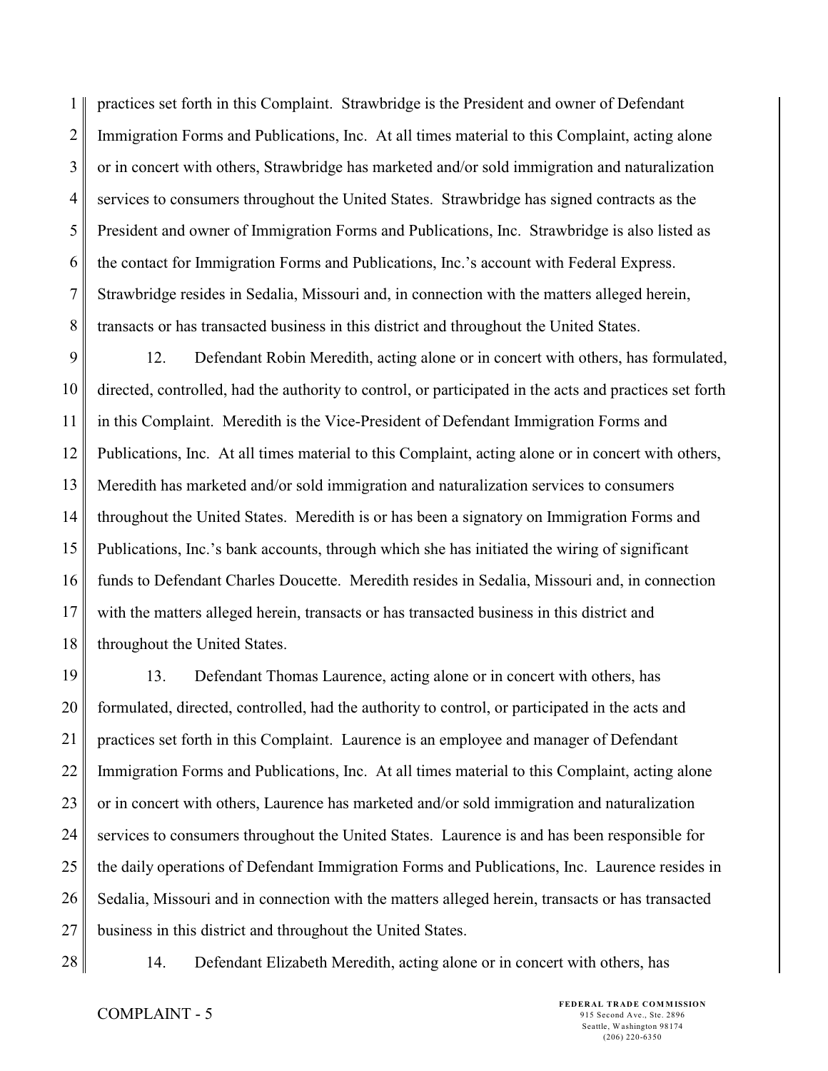practices set forth in this Complaint. Strawbridge is the President and owner of Defendant Immigration Forms and Publications, Inc. At all times material to this Complaint, acting alone or in concert with others, Strawbridge has marketed and/or sold immigration and naturalization services to consumers throughout the United States. Strawbridge has signed contracts as the President and owner of Immigration Forms and Publications, Inc. Strawbridge is also listed as the contact for Immigration Forms and Publications, Inc.'s account with Federal Express. Strawbridge resides in Sedalia, Missouri and, in connection with the matters alleged herein, transacts or has transacted business in this district and throughout the United States.

12. Defendant Robin Meredith, acting alone or in concert with others, has formulated, directed, controlled, had the authority to control, or participated in the acts and practices set forth in this Complaint. Meredith is the Vice-President of Defendant Immigration Forms and Publications, Inc. At all times material to this Complaint, acting alone or in concert with others, Meredith has marketed and/or sold immigration and naturalization services to consumers throughout the United States. Meredith is or has been a signatory on Immigration Forms and Publications, Inc.'s bank accounts, through which she has initiated the wiring of significant funds to Defendant Charles Doucette. Meredith resides in Sedalia, Missouri and, in connection with the matters alleged herein, transacts or has transacted business in this district and throughout the United States.

13. Defendant Thomas Laurence, acting alone or in concert with others, has formulated, directed, controlled, had the authority to control, or participated in the acts and practices set forth in this Complaint. Laurence is an employee and manager of Defendant Immigration Forms and Publications, Inc. At all times material to this Complaint, acting alone or in concert with others, Laurence has marketed and/or sold immigration and naturalization services to consumers throughout the United States. Laurence is and has been responsible for the daily operations of Defendant Immigration Forms and Publications, Inc. Laurence resides in Sedalia, Missouri and in connection with the matters alleged herein, transacts or has transacted business in this district and throughout the United States.

14. Defendant Elizabeth Meredith, acting alone or in concert with others, has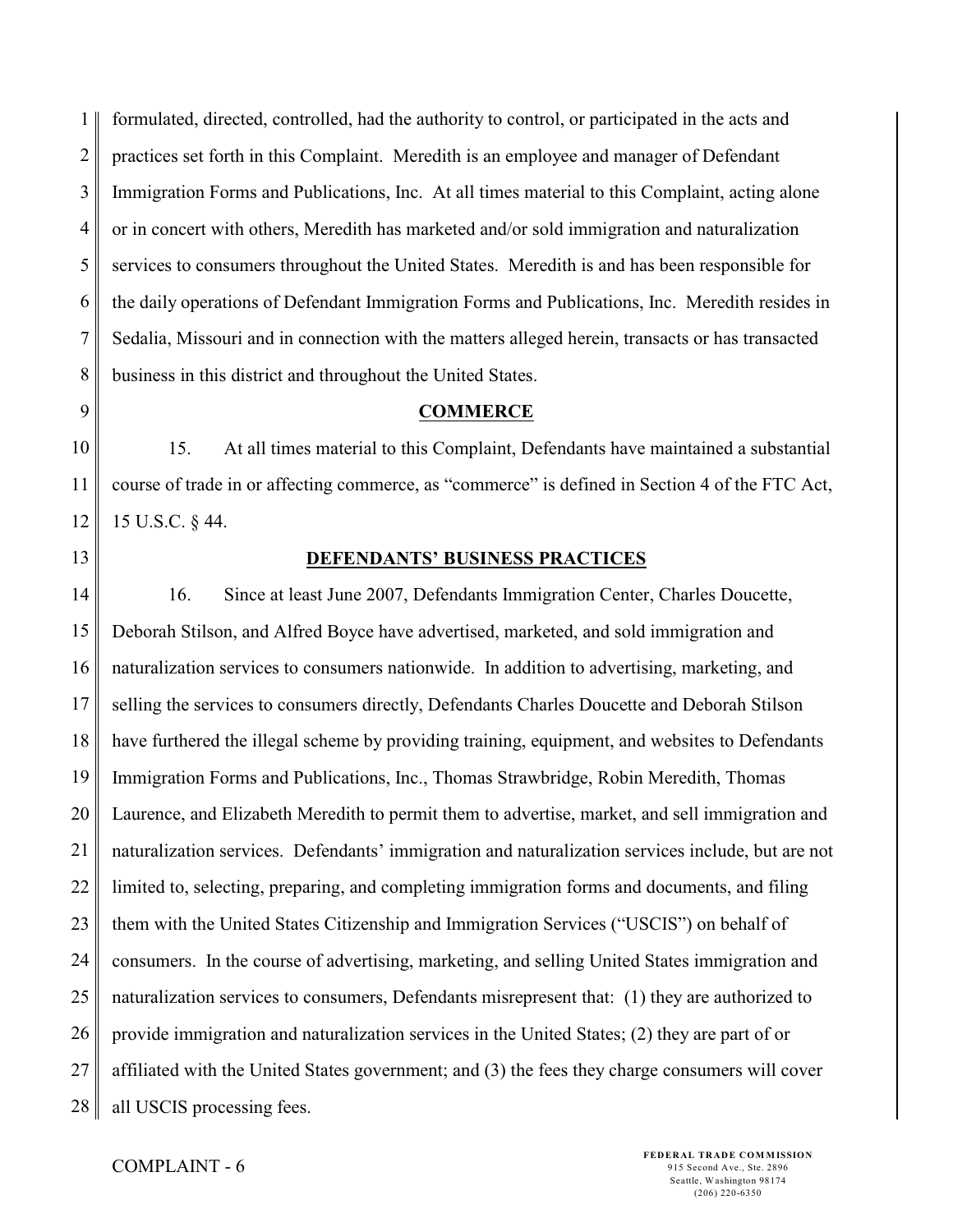formulated, directed, controlled, had the authority to control, or participated in the acts and practices set forth in this Complaint. Meredith is an employee and manager of Defendant Immigration Forms and Publications, Inc. At all times material to this Complaint, acting alone or in concert with others, Meredith has marketed and/or sold immigration and naturalization services to consumers throughout the United States. Meredith is and has been responsible for the daily operations of Defendant Immigration Forms and Publications, Inc. Meredith resides in Sedalia, Missouri and in connection with the matters alleged herein, transacts or has transacted business in this district and throughout the United States.

## COMMERCE

15. At all times material to this Complaint, Defendants have maintained a substantial course of trade in or affecting commerce, as "commerce" is defined in Section 4 of the FTC Act, 15 U.S.C. § 44.

## DEFENDANTS' BUSINESS PRACTICES

16. Since at least June 2007, Defendants Immigration Center, Charles Doucette, Deborah Stilson, and Alfred Boyce have advertised, marketed, and sold immigration and naturalization services to consumers nationwide. In addition to advertising, marketing, and selling the services to consumers directly, Defendants Charles Doucette and Deborah Stilson have furthered the illegal scheme by providing training, equipment, and websites to Defendants Immigration Forms and Publications, Inc., Thomas Strawbridge, Robin Meredith, Thomas Laurence, and Elizabeth Meredith to permit them to advertise, market, and sell immigration and naturalization services. Defendants' immigration and naturalization services include, but are not limited to, selecting, preparing, and completing immigration forms and documents, and filing them with the United States Citizenship and Immigration Services ("USCIS") on behalf of consumers. In the course of advertising, marketing, and selling United States immigration and naturalization services to consumers, Defendants misrepresent that: (1) they are authorized to provide immigration and naturalization services in the United States; (2) they are part of or affiliated with the United States government; and (3) the fees they charge consumers will cover all USCIS processing fees.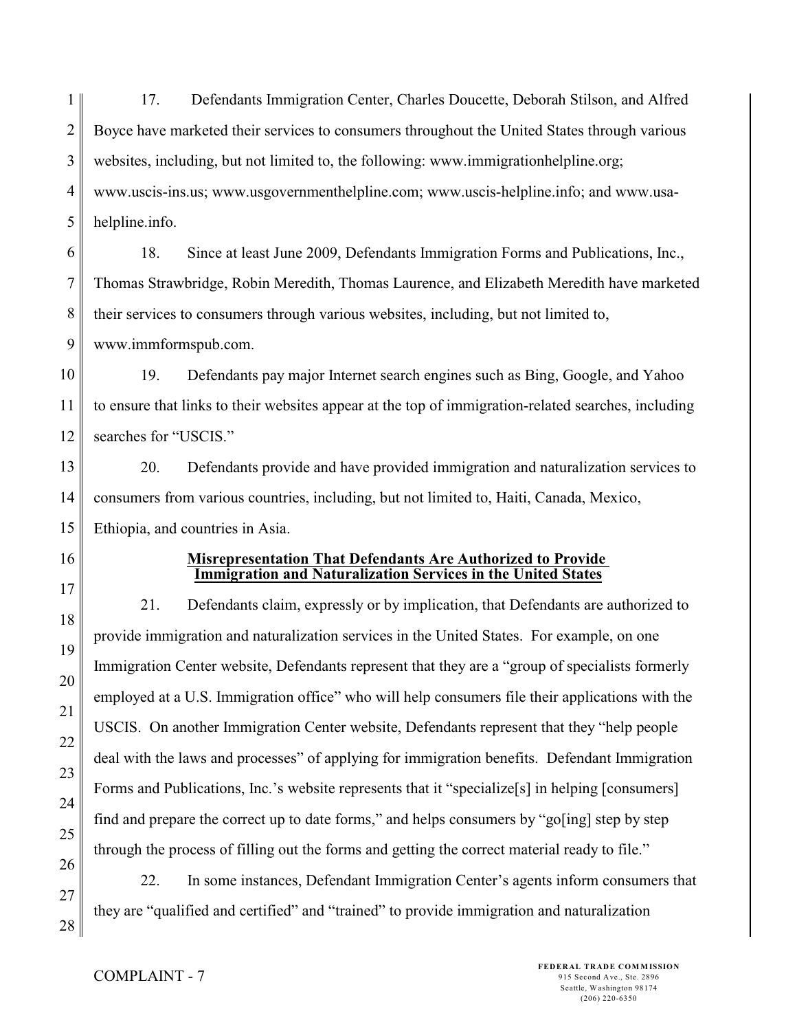17. Defendants Immigration Center, Charles Doucette, Deborah Stilson, and Alfred Boyce have marketed their services to consumers throughout the United States through various websites, including, but not limited to, the following: www.immigrationhelpline.org; www.uscis-ins.us; www.usgovernmenthelpline.com; www.uscis-helpline.info; and www.usa-helpline.info.

18. Since at least June 2009, Defendants Immigration Forms and Publications, Inc., Thomas Strawbridge, Robin Meredith, Thomas Laurence, and Elizabeth Meredith have marketed their services to consumers through various websites, including, but not limited to, www.immformspub.com.

19. Defendants pay major Internet search engines such as Bing, Google, and Yahoo to ensure that links to their websites appear at the top of immigration-related searches, including searches for "USCIS."

20. Defendants provide and have provided immigration and naturalization services to consumers from various countries, including, but not limited to, Haiti, Canada, Mexico, Ethiopia, and countries in Asia.

**Misrepresentation That Defendants Are Authorized to Provide Immigration and Naturalization Services in the United States**

21. Defendants claim, expressly or by implication, that Defendants are authorized to provide immigration and naturalization services in the United States. For example, on one Immigration Center website, Defendants represent that they are a "group of specialists formerly employed at a U.S. Immigration office" who will help consumers file their applications with the USCIS. On another Immigration Center website, Defendants represent that they "help people deal with the laws and processes" of applying for immigration benefits. Defendant Immigration Forms and Publications, Inc.'s website represents that it "specialize[s] in helping [consumers] find and prepare the correct up to date forms," and helps consumers by "go[ing] step by step through the process of filling out the forms and getting the correct material ready to file."

22. In some instances, Defendant Immigration Center's agents inform consumers that they are "qualified and certified" and "trained" to provide immigration and naturalization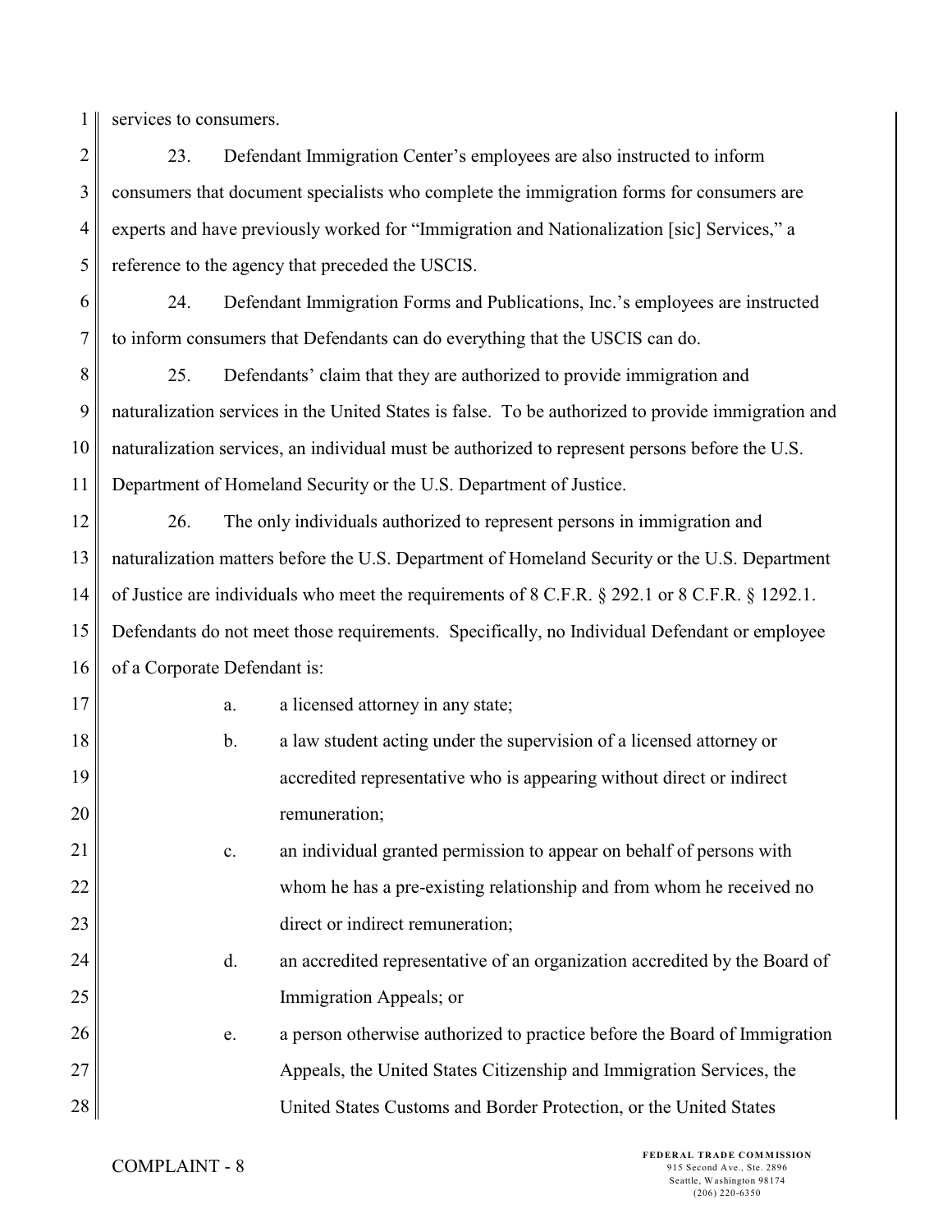services to consumers.

23. Defendant Immigration Center's employees are also instructed to inform consumers that document specialists who complete the immigration forms for consumers are experts and have previously worked for "Immigration and Nationalization [sic] Services," a reference to the agency that preceded the USCIS.

24. Defendant Immigration Forms and Publications, Inc.'s employees are instructed to inform consumers that Defendants can do everything that the USCIS can do.

25. Defendants' claim that they are authorized to provide immigration and naturalization services in the United States is false. To be authorized to provide immigration and naturalization services, an individual must be authorized to represent persons before the U.S. Department of Homeland Security or the U.S. Department of Justice.

26. The only individuals authorized to represent persons in immigration and naturalization matters before the U.S. Department of Homeland Security or the U.S. Department of Justice are individuals who meet the requirements of 8 C.F.R. § 292.1 or 8 C.F.R. § 1292.1. Defendants do not meet those requirements. Specifically, no Individual Defendant or employee of a Corporate Defendant is:

a. a licensed attorney in any state;

b. a law student acting under the supervision of a licensed attorney or accredited representative who is appearing without direct or indirect remuneration;

c. an individual granted permission to appear on behalf of persons with whom he has a pre-existing relationship and from whom he received no direct or indirect remuneration;

d. an accredited representative of an organization accredited by the Board of Immigration Appeals; or

e. a person otherwise authorized to practice before the Board of Immigration Appeals, the United States Citizenship and Immigration Services, the United States Customs and Border Protection, or the United States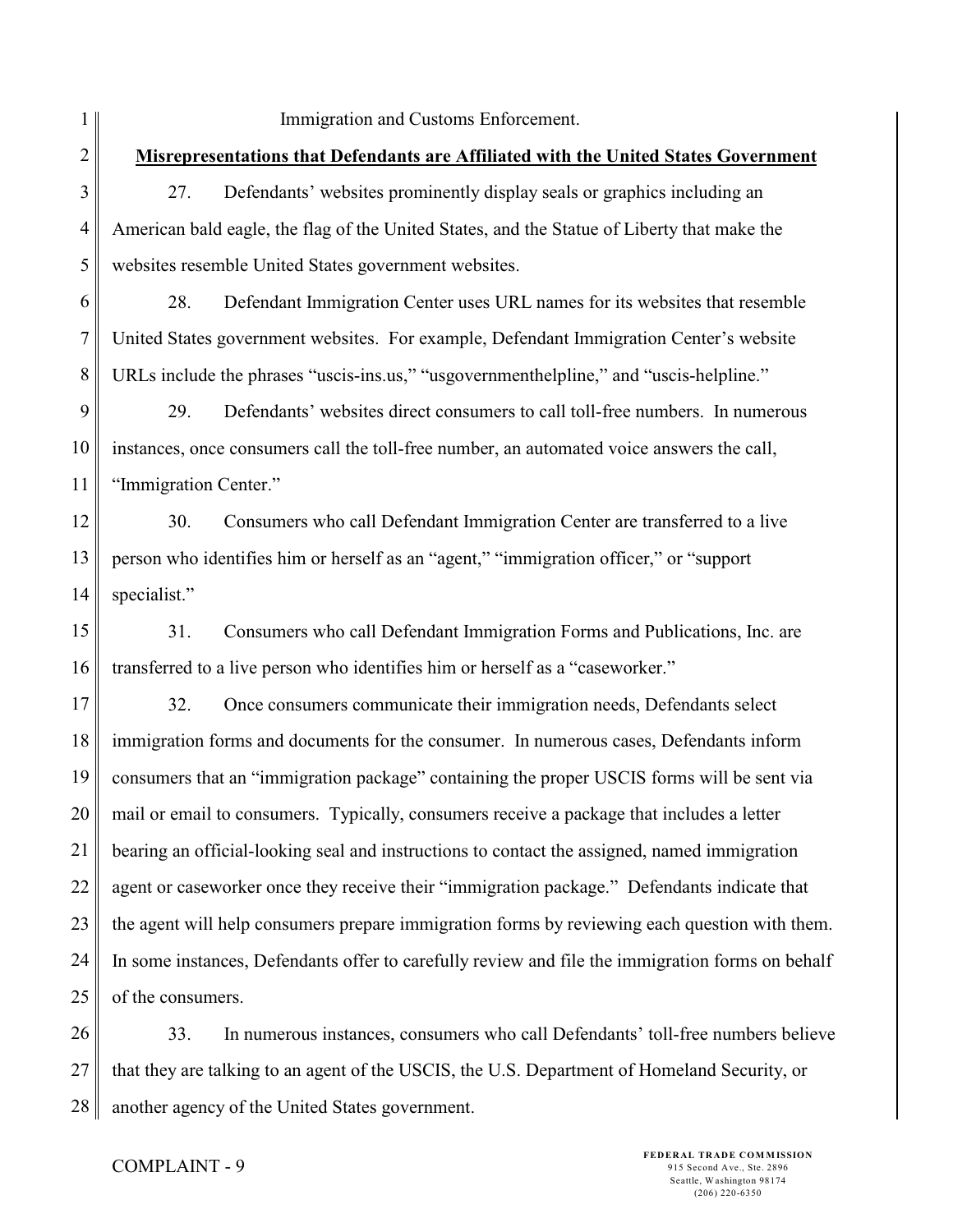Immigration and Customs Enforcement.

**Misrepresentations that Defendants are Affiliated with the United States Government**

27. Defendants' websites prominently display seals or graphics including an American bald eagle, the flag of the United States, and the Statue of Liberty that make the websites resemble United States government websites.

28. Defendant Immigration Center uses URL names for its websites that resemble United States government websites. For example, Defendant Immigration Center's website URLs include the phrases "uscis-ins.us," "usgovernmenthelpline," and "uscis-helpline."

29. Defendants' websites direct consumers to call toll-free numbers. In numerous instances, once consumers call the toll-free number, an automated voice answers the call, "Immigration Center."

30. Consumers who call Defendant Immigration Center are transferred to a live person who identifies him or herself as an "agent," "immigration officer," or "support specialist."

31. Consumers who call Defendant Immigration Forms and Publications, Inc. are transferred to a live person who identifies him or herself as a "caseworker."

32. Once consumers communicate their immigration needs, Defendants select immigration forms and documents for the consumer. In numerous cases, Defendants inform consumers that an "immigration package" containing the proper USCIS forms will be sent via mail or email to consumers. Typically, consumers receive a package that includes a letter bearing an official-looking seal and instructions to contact the assigned, named immigration agent or caseworker once they receive their "immigration package." Defendants indicate that the agent will help consumers prepare immigration forms by reviewing each question with them. In some instances, Defendants offer to carefully review and file the immigration forms on behalf of the consumers.

33. In numerous instances, consumers who call Defendants' toll-free numbers believe that they are talking to an agent of the USCIS, the U.S. Department of Homeland Security, or another agency of the United States government.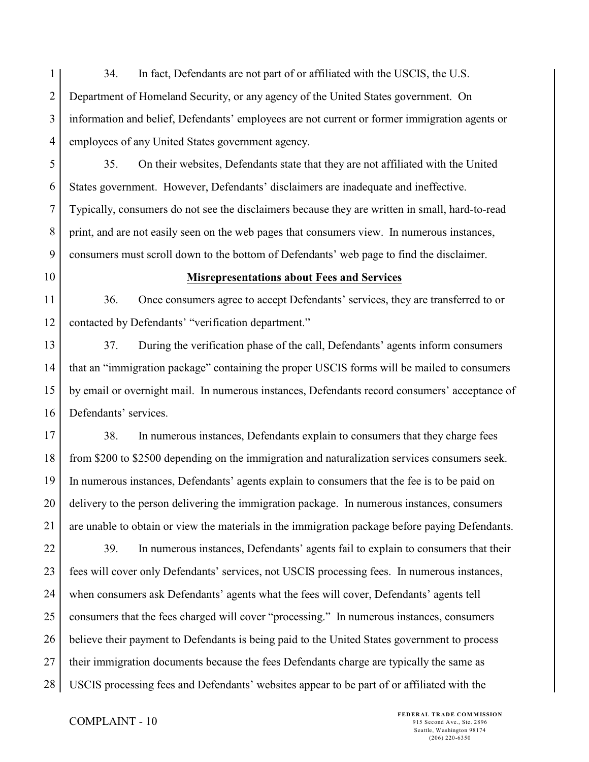34. In fact, Defendants are not part of or affiliated with the USCIS, the U.S. Department of Homeland Security, or any agency of the United States government. On information and belief, Defendants' employees are not current or former immigration agents or employees of any United States government agency.

35. On their websites, Defendants state that they are not affiliated with the United States government. However, Defendants' disclaimers are inadequate and ineffective. Typically, consumers do not see the disclaimers because they are written in small, hard-to-read print, and are not easily seen on the web pages that consumers view. In numerous instances, consumers must scroll down to the bottom of Defendants' web page to find the disclaimer.

**Misrepresentations about Fees and Services**

36. Once consumers agree to accept Defendants' services, they are transferred to or contacted by Defendants' "verification department."

37. During the verification phase of the call, Defendants' agents inform consumers that an "immigration package" containing the proper USCIS forms will be mailed to consumers by email or overnight mail. In numerous instances, Defendants record consumers' acceptance of Defendants' services.

38. In numerous instances, Defendants explain to consumers that they charge fees from $200 to $2500 depending on the immigration and naturalization services consumers seek. In numerous instances, Defendants' agents explain to consumers that the fee is to be paid on delivery to the person delivering the immigration package. In numerous instances, consumers are unable to obtain or view the materials in the immigration package before paying Defendants.

39. In numerous instances, Defendants' agents fail to explain to consumers that their fees will cover only Defendants' services, not USCIS processing fees. In numerous instances, when consumers ask Defendants' agents what the fees will cover, Defendants' agents tell consumers that the fees charged will cover "processing." In numerous instances, consumers believe their payment to Defendants is being paid to the United States government to process their immigration documents because the fees Defendants charge are typically the same as USCIS processing fees and Defendants' websites appear to be part of or affiliated with the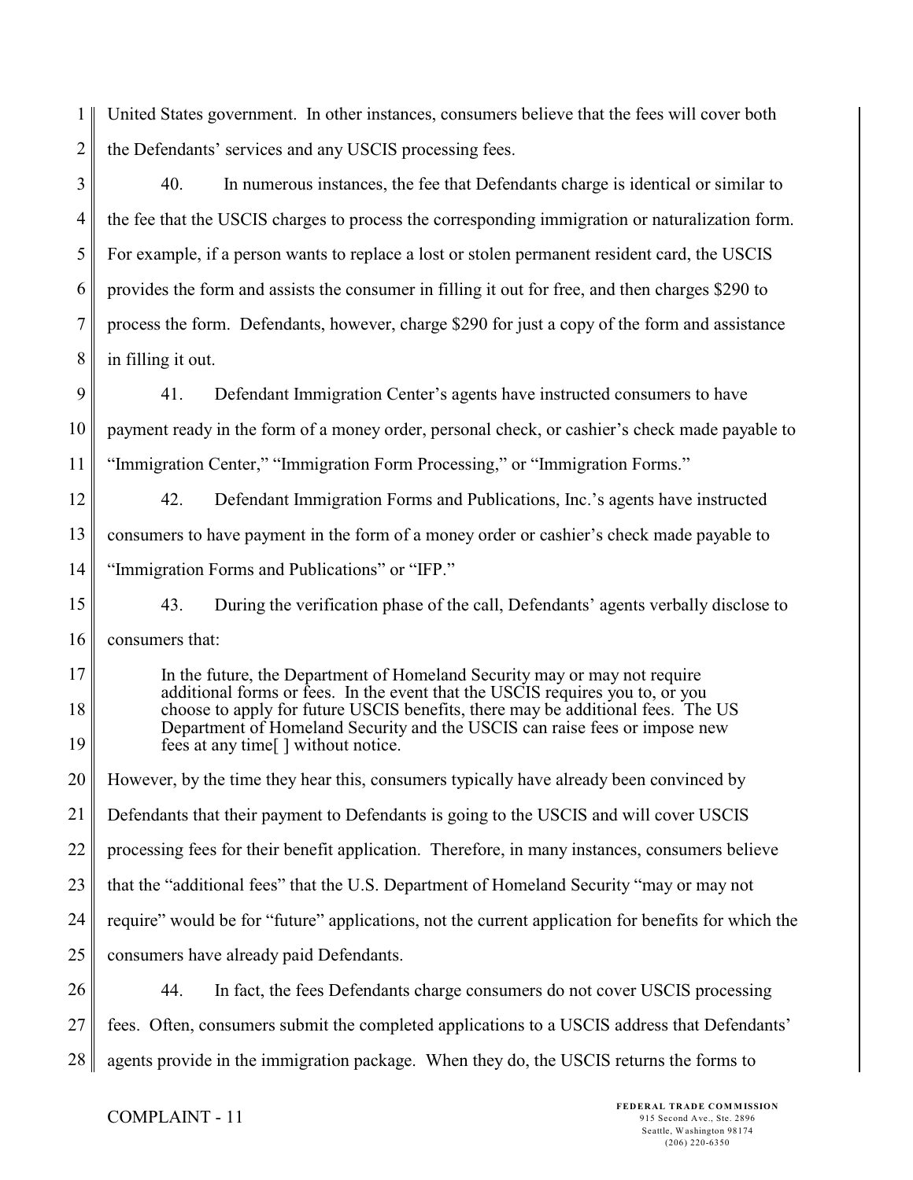United States government. In other instances, consumers believe that the fees will cover both the Defendants' services and any USCIS processing fees.

40. In numerous instances, the fee that Defendants charge is identical or similar to the fee that the USCIS charges to process the corresponding immigration or naturalization form. For example, if a person wants to replace a lost or stolen permanent resident card, the USCIS provides the form and assists the consumer in filling it out for free, and then charges $290 to process the form. Defendants, however, charge $290 for just a copy of the form and assistance in filling it out.

41. Defendant Immigration Center's agents have instructed consumers to have payment ready in the form of a money order, personal check, or cashier's check made payable to "Immigration Center," "Immigration Form Processing," or "Immigration Forms."

42. Defendant Immigration Forms and Publications, Inc.'s agents have instructed consumers to have payment in the form of a money order or cashier's check made payable to "Immigration Forms and Publications" or "IFP."

43. During the verification phase of the call, Defendants' agents verbally disclose to consumers that:

> In the future, the Department of Homeland Security may or may not require additional forms or fees. In the event that the USCIS requires you to, or you choose to apply for future USCIS benefits, there may be additional fees. The US Department of Homeland Security and the USCIS can raise fees or impose new fees at any time[ ] without notice.

However, by the time they hear this, consumers typically have already been convinced by Defendants that their payment to Defendants is going to the USCIS and will cover USCIS processing fees for their benefit application. Therefore, in many instances, consumers believe that the "additional fees" that the U.S. Department of Homeland Security "may or may not require" would be for "future" applications, not the current application for benefits for which the consumers have already paid Defendants.

44. In fact, the fees Defendants charge consumers do not cover USCIS processing fees. Often, consumers submit the completed applications to a USCIS address that Defendants' agents provide in the immigration package. When they do, the USCIS returns the forms to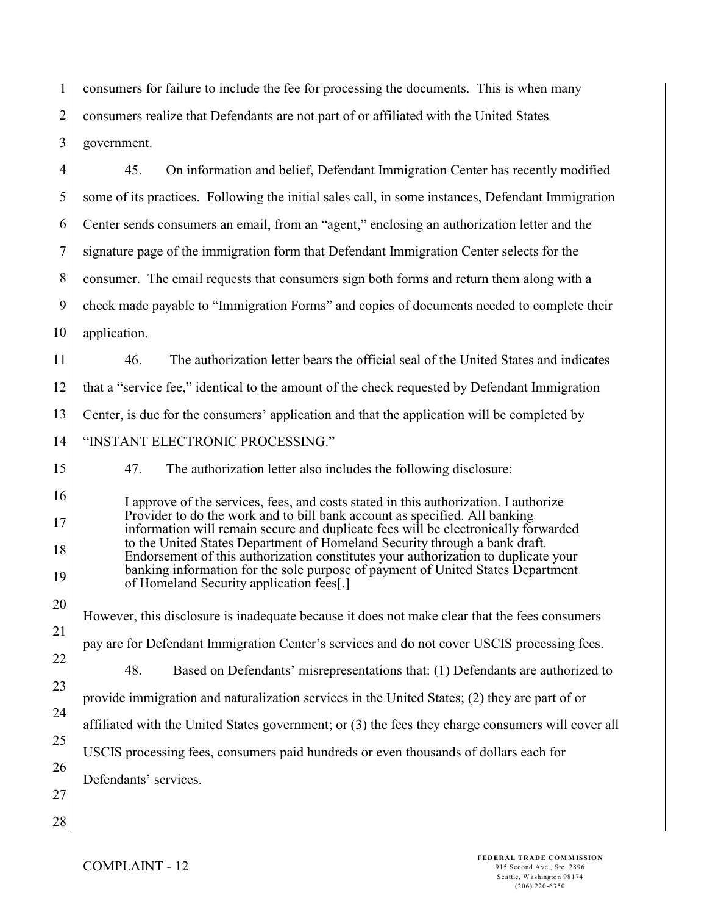consumers for failure to include the fee for processing the documents. This is when many consumers realize that Defendants are not part of or affiliated with the United States government.

45. On information and belief, Defendant Immigration Center has recently modified some of its practices. Following the initial sales call, in some instances, Defendant Immigration Center sends consumers an email, from an "agent," enclosing an authorization letter and the signature page of the immigration form that Defendant Immigration Center selects for the consumer. The email requests that consumers sign both forms and return them along with a check made payable to "Immigration Forms" and copies of documents needed to complete their application.

46. The authorization letter bears the official seal of the United States and indicates that a "service fee," identical to the amount of the check requested by Defendant Immigration Center, is due for the consumers' application and that the application will be completed by "INSTANT ELECTRONIC PROCESSING."

47. The authorization letter also includes the following disclosure:

> I approve of the services, fees, and costs stated in this authorization. I authorize Provider to do the work and to bill bank account as specified. All banking information will remain secure and duplicate fees will be electronically forwarded to the United States Department of Homeland Security through a bank draft. Endorsement of this authorization constitutes your authorization to duplicate your banking information for the sole purpose of payment of United States Department of Homeland Security application fees[.]

However, this disclosure is inadequate because it does not make clear that the fees consumers pay are for Defendant Immigration Center's services and do not cover USCIS processing fees.

48. Based on Defendants' misrepresentations that: (1) Defendants are authorized to provide immigration and naturalization services in the United States; (2) they are part of or affiliated with the United States government; or (3) the fees they charge consumers will cover all USCIS processing fees, consumers paid hundreds or even thousands of dollars each for Defendants' services.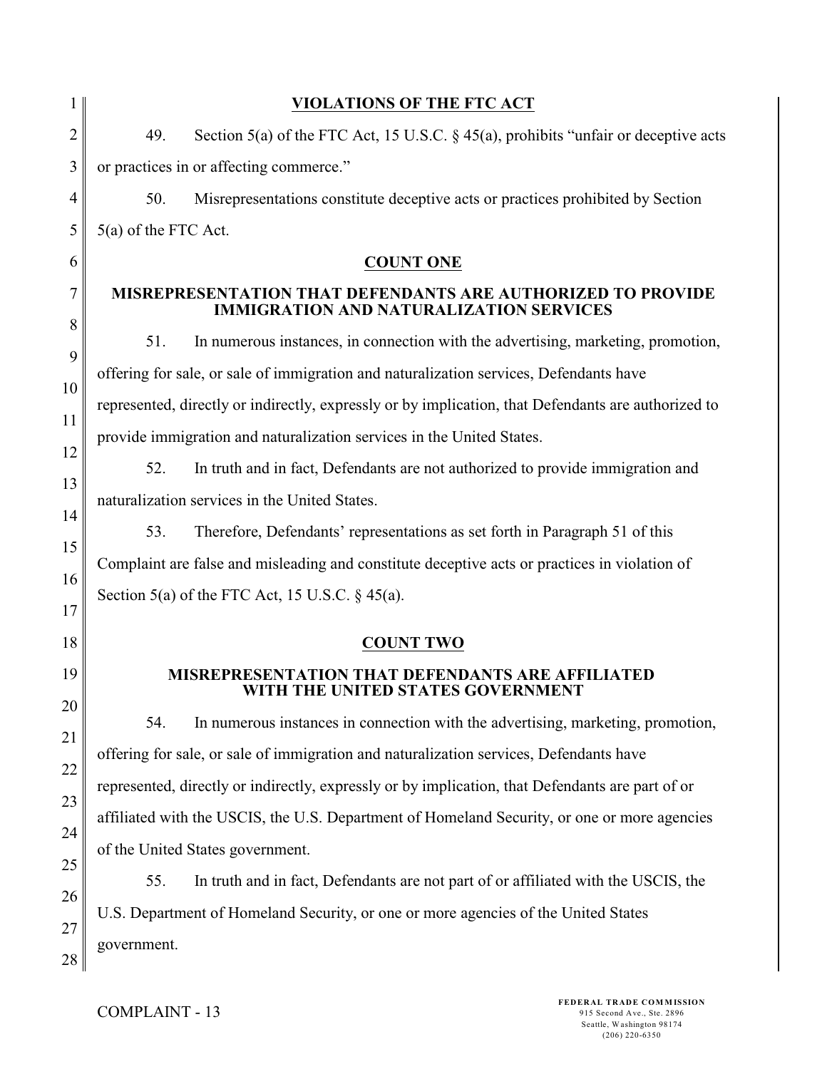## VIOLATIONS OF THE FTC ACT

49. Section 5(a) of the FTC Act, 15 U.S.C. § 45(a), prohibits "unfair or deceptive acts or practices in or affecting commerce."

50. Misrepresentations constitute deceptive acts or practices prohibited by Section 5(a) of the FTC Act.

## COUNT ONE

### MISREPRESENTATION THAT DEFENDANTS ARE AUTHORIZED TO PROVIDE IMMIGRATION AND NATURALIZATION SERVICES

51. In numerous instances, in connection with the advertising, marketing, promotion, offering for sale, or sale of immigration and naturalization services, Defendants have represented, directly or indirectly, expressly or by implication, that Defendants are authorized to provide immigration and naturalization services in the United States.

52. In truth and in fact, Defendants are not authorized to provide immigration and naturalization services in the United States.

53. Therefore, Defendants' representations as set forth in Paragraph 51 of this Complaint are false and misleading and constitute deceptive acts or practices in violation of Section 5(a) of the FTC Act, 15 U.S.C. § 45(a).

## COUNT TWO

### MISREPRESENTATION THAT DEFENDANTS ARE AFFILIATED WITH THE UNITED STATES GOVERNMENT

54. In numerous instances in connection with the advertising, marketing, promotion, offering for sale, or sale of immigration and naturalization services, Defendants have represented, directly or indirectly, expressly or by implication, that Defendants are part of or affiliated with the USCIS, the U.S. Department of Homeland Security, or one or more agencies of the United States government.

55. In truth and in fact, Defendants are not part of or affiliated with the USCIS, the U.S. Department of Homeland Security, or one or more agencies of the United States government.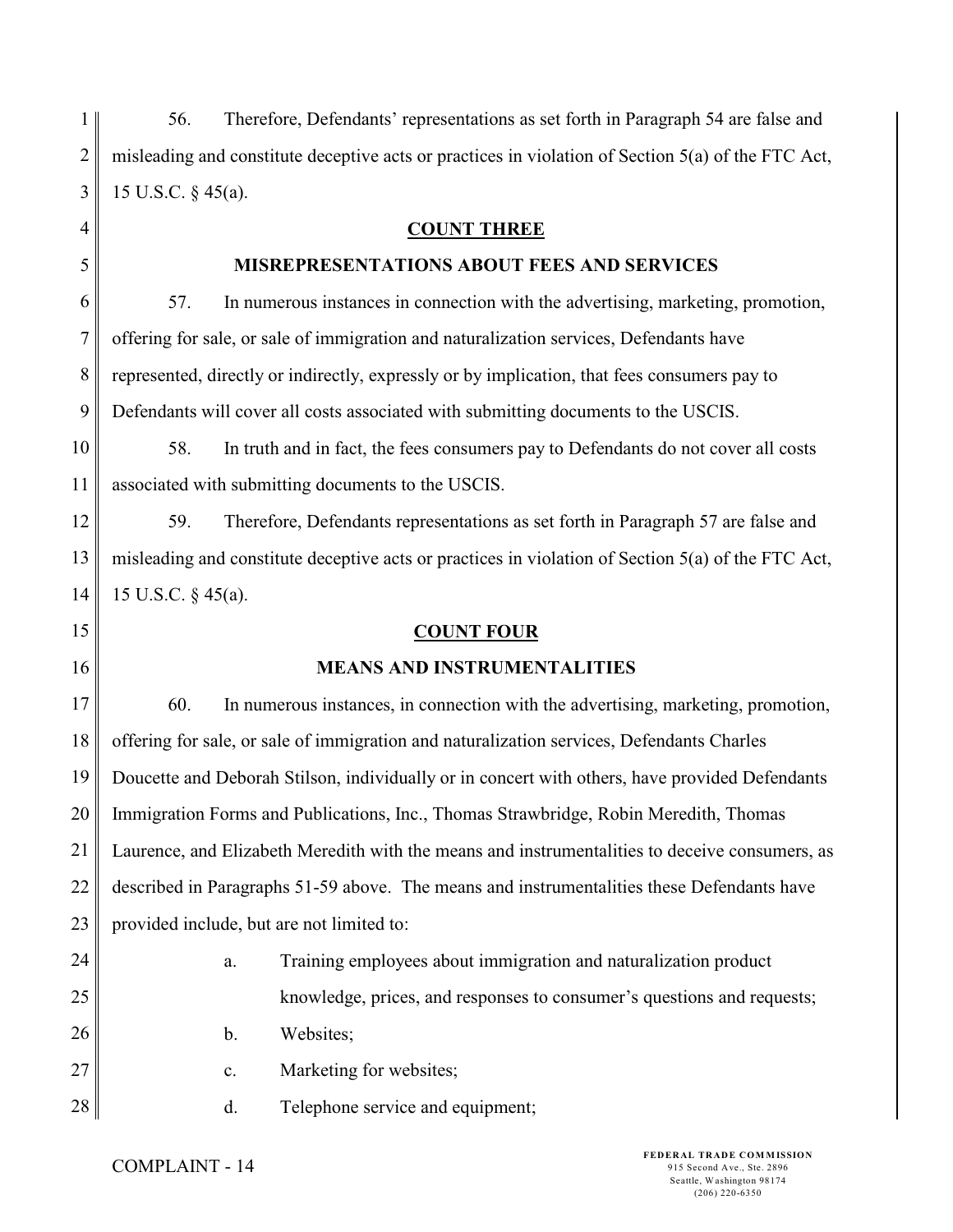56. Therefore, Defendants' representations as set forth in Paragraph 54 are false and misleading and constitute deceptive acts or practices in violation of Section 5(a) of the FTC Act, 15 U.S.C. § 45(a).

## COUNT THREE

## MISREPRESENTATIONS ABOUT FEES AND SERVICES

57. In numerous instances in connection with the advertising, marketing, promotion, offering for sale, or sale of immigration and naturalization services, Defendants have represented, directly or indirectly, expressly or by implication, that fees consumers pay to Defendants will cover all costs associated with submitting documents to the USCIS.

58. In truth and in fact, the fees consumers pay to Defendants do not cover all costs associated with submitting documents to the USCIS.

59. Therefore, Defendants representations as set forth in Paragraph 57 are false and misleading and constitute deceptive acts or practices in violation of Section 5(a) of the FTC Act, 15 U.S.C. § 45(a).

## COUNT FOUR

## MEANS AND INSTRUMENTALITIES

60. In numerous instances, in connection with the advertising, marketing, promotion, offering for sale, or sale of immigration and naturalization services, Defendants Charles Doucette and Deborah Stilson, individually or in concert with others, have provided Defendants Immigration Forms and Publications, Inc., Thomas Strawbridge, Robin Meredith, Thomas Laurence, and Elizabeth Meredith with the means and instrumentalities to deceive consumers, as described in Paragraphs 51-59 above. The means and instrumentalities these Defendants have provided include, but are not limited to:

a. Training employees about immigration and naturalization product knowledge, prices, and responses to consumer's questions and requests;

b. Websites;

c. Marketing for websites;

d. Telephone service and equipment;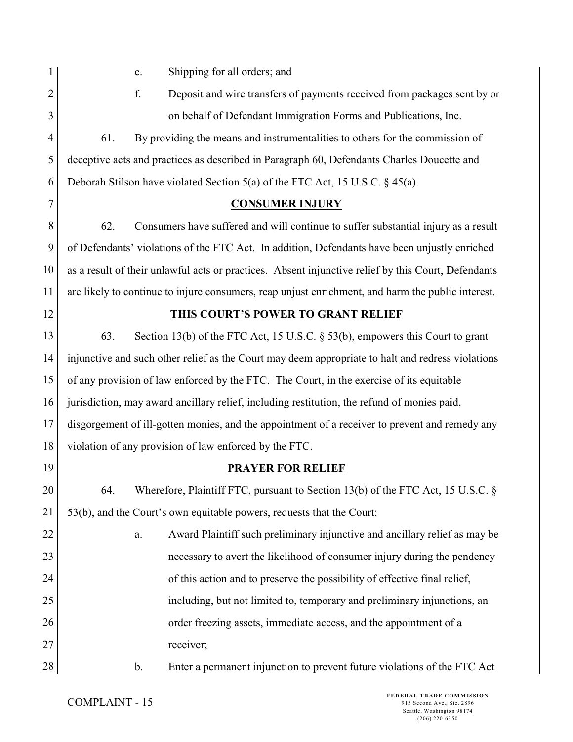e. Shipping for all orders; and

f. Deposit and wire transfers of payments received from packages sent by or on behalf of Defendant Immigration Forms and Publications, Inc.

61. By providing the means and instrumentalities to others for the commission of deceptive acts and practices as described in Paragraph 60, Defendants Charles Doucette and Deborah Stilson have violated Section 5(a) of the FTC Act, 15 U.S.C. § 45(a).

## CONSUMER INJURY

62. Consumers have suffered and will continue to suffer substantial injury as a result of Defendants' violations of the FTC Act. In addition, Defendants have been unjustly enriched as a result of their unlawful acts or practices. Absent injunctive relief by this Court, Defendants are likely to continue to injure consumers, reap unjust enrichment, and harm the public interest.

## THIS COURT'S POWER TO GRANT RELIEF

63. Section 13(b) of the FTC Act, 15 U.S.C. § 53(b), empowers this Court to grant injunctive and such other relief as the Court may deem appropriate to halt and redress violations of any provision of law enforced by the FTC. The Court, in the exercise of its equitable jurisdiction, may award ancillary relief, including restitution, the refund of monies paid, disgorgement of ill-gotten monies, and the appointment of a receiver to prevent and remedy any violation of any provision of law enforced by the FTC.

## PRAYER FOR RELIEF

64. Wherefore, Plaintiff FTC, pursuant to Section 13(b) of the FTC Act, 15 U.S.C. § 53(b), and the Court's own equitable powers, requests that the Court:

a. Award Plaintiff such preliminary injunctive and ancillary relief as may be necessary to avert the likelihood of consumer injury during the pendency of this action and to preserve the possibility of effective final relief, including, but not limited to, temporary and preliminary injunctions, an order freezing assets, immediate access, and the appointment of a receiver;

b. Enter a permanent injunction to prevent future violations of the FTC Act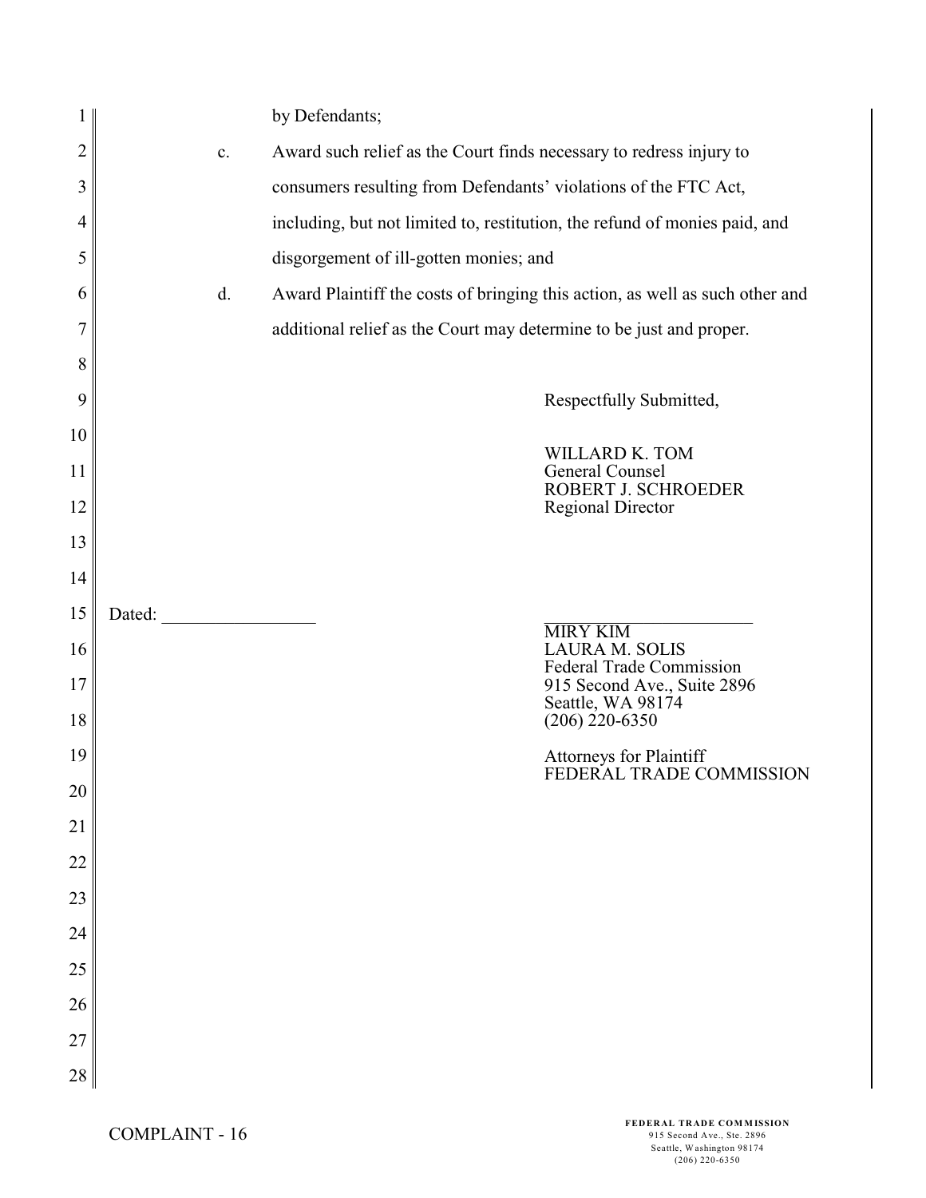by Defendants;

c. Award such relief as the Court finds necessary to redress injury to consumers resulting from Defendants' violations of the FTC Act, including, but not limited to, restitution, the refund of monies paid, and disgorgement of ill-gotten monies; and

d. Award Plaintiff the costs of bringing this action, as well as such other and additional relief as the Court may determine to be just and proper.

Respectfully Submitted,

WILLARD K. TOM
General Counsel
ROBERT J. SCHROEDER
Regional Director

Dated: ________________

_______________________
MIRY KIM
LAURA M. SOLIS
Federal Trade Commission
915 Second Ave., Suite 2896
Seattle, WA 98174
(206) 220-6350

Attorneys for Plaintiff
FEDERAL TRADE COMMISSION